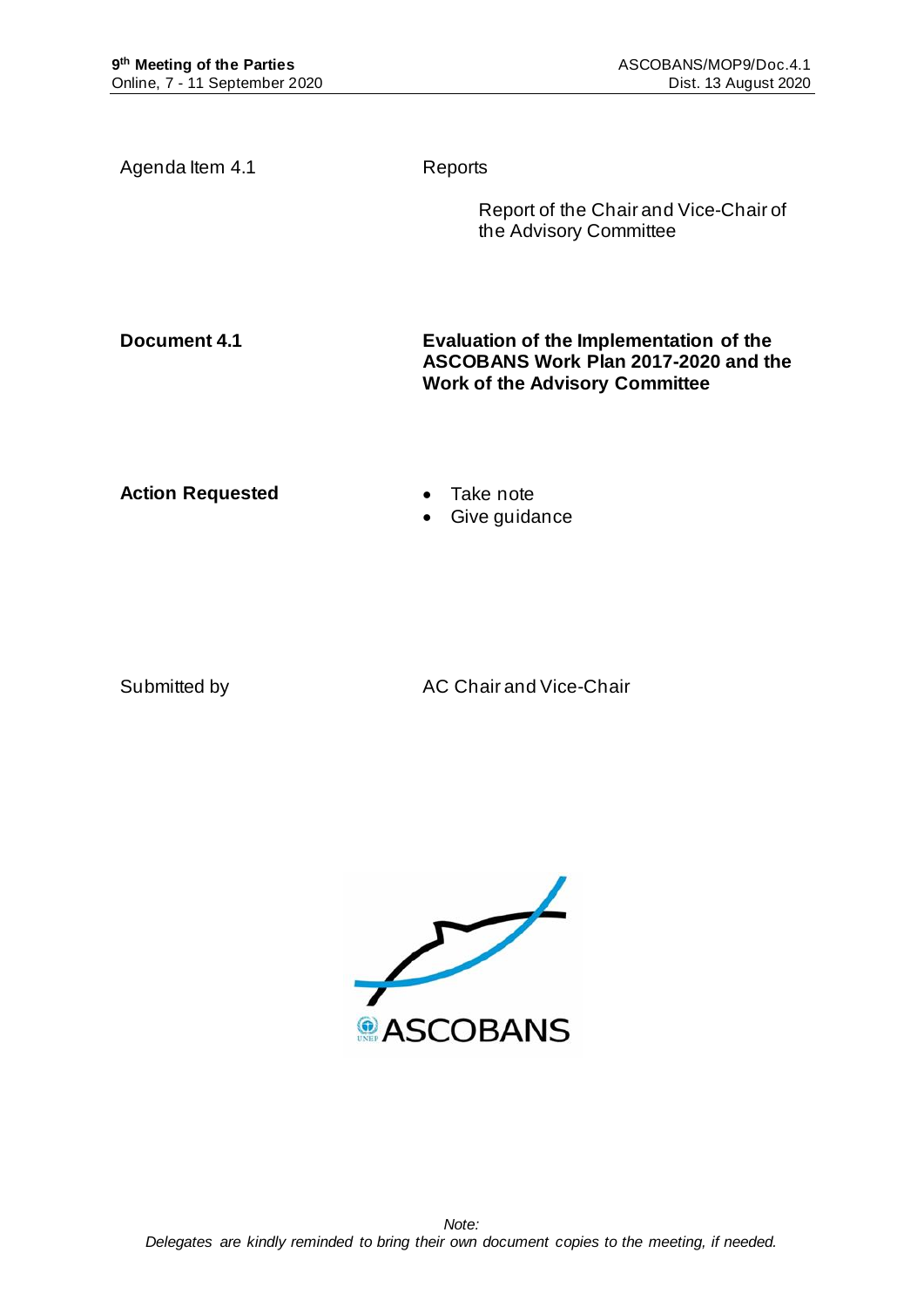**9th Meeting of the Parties**
Online, 7 - 11 September 2020

ASCOBANS/MOP9/Doc.4.1
Dist. 13 August 2020

Agenda Item 4.1 — Reports

Report of the Chair and Vice-Chair of the Advisory Committee

**Document 4.1** — **Evaluation of the Implementation of the ASCOBANS Work Plan 2017-2020 and the Work of the Advisory Committee**

**Action Requested**

- Take note
- Give guidance

Submitted by — AC Chair and Vice-Chair

*Note:*
*Delegates are kindly reminded to bring their own document copies to the meeting, if needed.*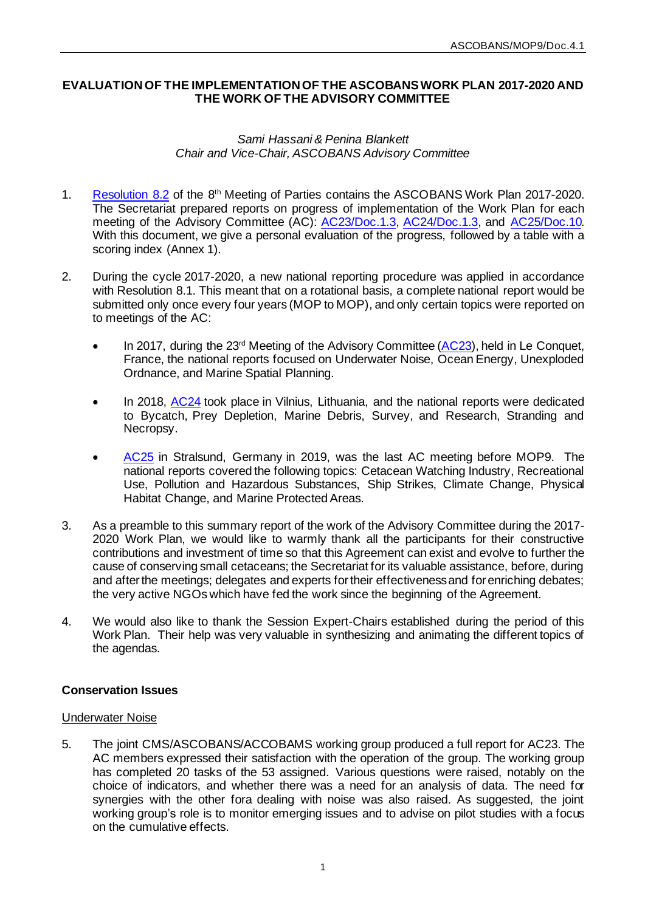ASCOBANS/MOP9/Doc.4.1

**EVALUATION OF THE IMPLEMENTATION OF THE ASCOBANS WORK PLAN 2017-2020 AND THE WORK OF THE ADVISORY COMMITTEE**

*Sami Hassani & Penina Blankett*
*Chair and Vice-Chair, ASCOBANS Advisory Committee*

1. Resolution 8.2 of the 8th Meeting of Parties contains the ASCOBANS Work Plan 2017-2020. The Secretariat prepared reports on progress of implementation of the Work Plan for each meeting of the Advisory Committee (AC): AC23/Doc.1.3, AC24/Doc.1.3, and AC25/Doc.10. With this document, we give a personal evaluation of the progress, followed by a table with a scoring index (Annex 1).

2. During the cycle 2017-2020, a new national reporting procedure was applied in accordance with Resolution 8.1. This meant that on a rotational basis, a complete national report would be submitted only once every four years (MOP to MOP), and only certain topics were reported on to meetings of the AC:

   - In 2017, during the 23rd Meeting of the Advisory Committee (AC23), held in Le Conquet, France, the national reports focused on Underwater Noise, Ocean Energy, Unexploded Ordnance, and Marine Spatial Planning.

   - In 2018, AC24 took place in Vilnius, Lithuania, and the national reports were dedicated to Bycatch, Prey Depletion, Marine Debris, Survey, and Research, Stranding and Necropsy.

   - AC25 in Stralsund, Germany in 2019, was the last AC meeting before MOP9. The national reports covered the following topics: Cetacean Watching Industry, Recreational Use, Pollution and Hazardous Substances, Ship Strikes, Climate Change, Physical Habitat Change, and Marine Protected Areas.

3. As a preamble to this summary report of the work of the Advisory Committee during the 2017-2020 Work Plan, we would like to warmly thank all the participants for their constructive contributions and investment of time so that this Agreement can exist and evolve to further the cause of conserving small cetaceans; the Secretariat for its valuable assistance, before, during and after the meetings; delegates and experts for their effectiveness and for enriching debates; the very active NGOs which have fed the work since the beginning of the Agreement.

4. We would also like to thank the Session Expert-Chairs established during the period of this Work Plan. Their help was very valuable in synthesizing and animating the different topics of the agendas.

## Conservation Issues

### Underwater Noise

5. The joint CMS/ASCOBANS/ACCOBAMS working group produced a full report for AC23. The AC members expressed their satisfaction with the operation of the group. The working group has completed 20 tasks of the 53 assigned. Various questions were raised, notably on the choice of indicators, and whether there was a need for an analysis of data. The need for synergies with the other fora dealing with noise was also raised. As suggested, the joint working group's role is to monitor emerging issues and to advise on pilot studies with a focus on the cumulative effects.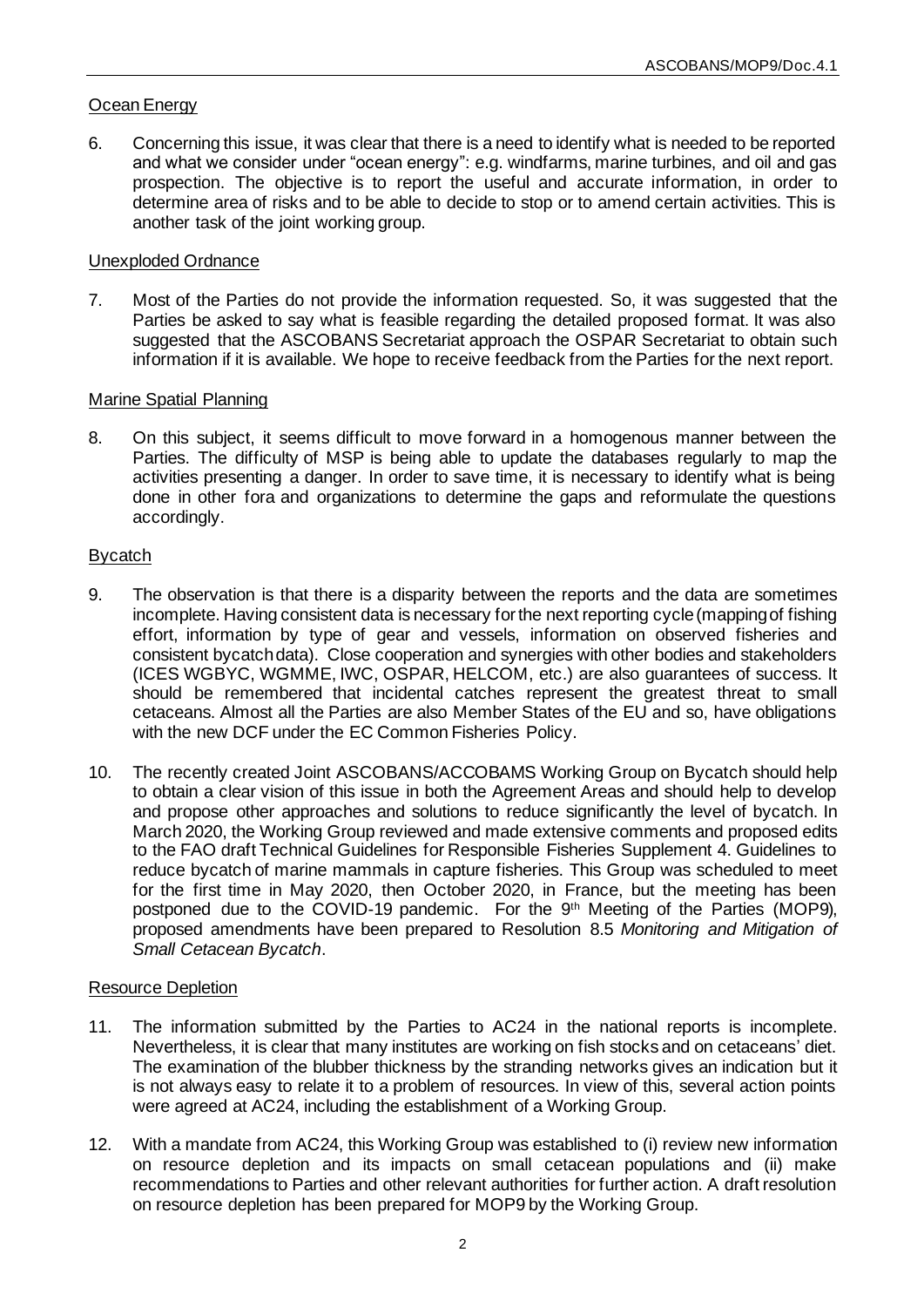Ocean Energy

6. Concerning this issue, it was clear that there is a need to identify what is needed to be reported and what we consider under "ocean energy": e.g. windfarms, marine turbines, and oil and gas prospection. The objective is to report the useful and accurate information, in order to determine area of risks and to be able to decide to stop or to amend certain activities. This is another task of the joint working group.

Unexploded Ordnance

7. Most of the Parties do not provide the information requested. So, it was suggested that the Parties be asked to say what is feasible regarding the detailed proposed format. It was also suggested that the ASCOBANS Secretariat approach the OSPAR Secretariat to obtain such information if it is available. We hope to receive feedback from the Parties for the next report.

Marine Spatial Planning

8. On this subject, it seems difficult to move forward in a homogenous manner between the Parties. The difficulty of MSP is being able to update the databases regularly to map the activities presenting a danger. In order to save time, it is necessary to identify what is being done in other fora and organizations to determine the gaps and reformulate the questions accordingly.

Bycatch

9. The observation is that there is a disparity between the reports and the data are sometimes incomplete. Having consistent data is necessary for the next reporting cycle (mapping of fishing effort, information by type of gear and vessels, information on observed fisheries and consistent bycatch data). Close cooperation and synergies with other bodies and stakeholders (ICES WGBYC, WGMME, IWC, OSPAR, HELCOM, etc.) are also guarantees of success. It should be remembered that incidental catches represent the greatest threat to small cetaceans. Almost all the Parties are also Member States of the EU and so, have obligations with the new DCF under the EC Common Fisheries Policy.

10. The recently created Joint ASCOBANS/ACCOBAMS Working Group on Bycatch should help to obtain a clear vision of this issue in both the Agreement Areas and should help to develop and propose other approaches and solutions to reduce significantly the level of bycatch. In March 2020, the Working Group reviewed and made extensive comments and proposed edits to the FAO draft Technical Guidelines for Responsible Fisheries Supplement 4. Guidelines to reduce bycatch of marine mammals in capture fisheries. This Group was scheduled to meet for the first time in May 2020, then October 2020, in France, but the meeting has been postponed due to the COVID-19 pandemic. For the 9th Meeting of the Parties (MOP9), proposed amendments have been prepared to Resolution 8.5 *Monitoring and Mitigation of Small Cetacean Bycatch*.

Resource Depletion

11. The information submitted by the Parties to AC24 in the national reports is incomplete. Nevertheless, it is clear that many institutes are working on fish stocks and on cetaceans' diet. The examination of the blubber thickness by the stranding networks gives an indication but it is not always easy to relate it to a problem of resources. In view of this, several action points were agreed at AC24, including the establishment of a Working Group.

12. With a mandate from AC24, this Working Group was established to (i) review new information on resource depletion and its impacts on small cetacean populations and (ii) make recommendations to Parties and other relevant authorities for further action. A draft resolution on resource depletion has been prepared for MOP9 by the Working Group.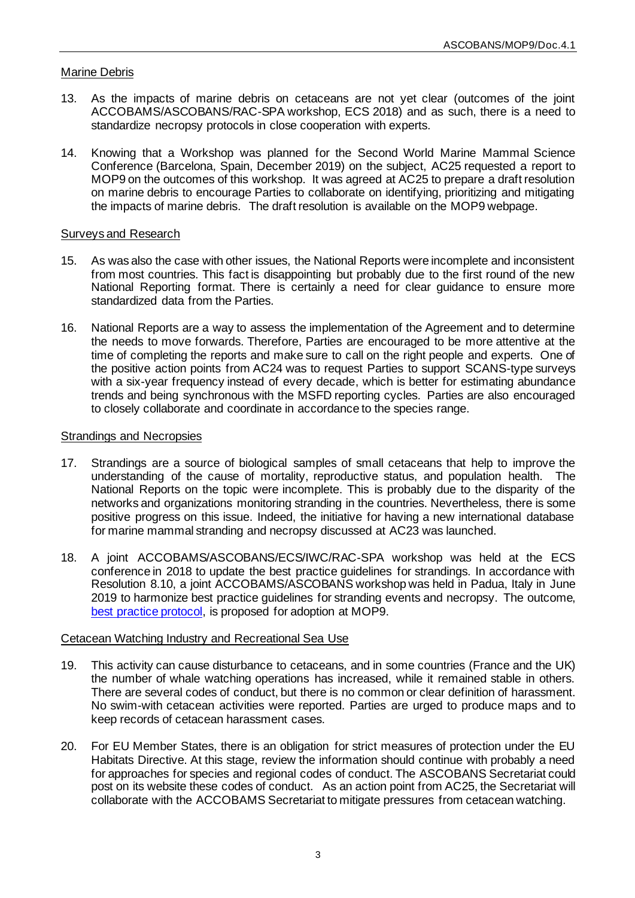Marine Debris

13. As the impacts of marine debris on cetaceans are not yet clear (outcomes of the joint ACCOBAMS/ASCOBANS/RAC-SPA workshop, ECS 2018) and as such, there is a need to standardize necropsy protocols in close cooperation with experts.

14. Knowing that a Workshop was planned for the Second World Marine Mammal Science Conference (Barcelona, Spain, December 2019) on the subject, AC25 requested a report to MOP9 on the outcomes of this workshop. It was agreed at AC25 to prepare a draft resolution on marine debris to encourage Parties to collaborate on identifying, prioritizing and mitigating the impacts of marine debris. The draft resolution is available on the MOP9 webpage.

Surveys and Research

15. As was also the case with other issues, the National Reports were incomplete and inconsistent from most countries. This fact is disappointing but probably due to the first round of the new National Reporting format. There is certainly a need for clear guidance to ensure more standardized data from the Parties.

16. National Reports are a way to assess the implementation of the Agreement and to determine the needs to move forwards. Therefore, Parties are encouraged to be more attentive at the time of completing the reports and make sure to call on the right people and experts. One of the positive action points from AC24 was to request Parties to support SCANS-type surveys with a six-year frequency instead of every decade, which is better for estimating abundance trends and being synchronous with the MSFD reporting cycles. Parties are also encouraged to closely collaborate and coordinate in accordance to the species range.

Strandings and Necropsies

17. Strandings are a source of biological samples of small cetaceans that help to improve the understanding of the cause of mortality, reproductive status, and population health. The National Reports on the topic were incomplete. This is probably due to the disparity of the networks and organizations monitoring stranding in the countries. Nevertheless, there is some positive progress on this issue. Indeed, the initiative for having a new international database for marine mammal stranding and necropsy discussed at AC23 was launched.

18. A joint ACCOBAMS/ASCOBANS/ECS/IWC/RAC-SPA workshop was held at the ECS conference in 2018 to update the best practice guidelines for strandings. In accordance with Resolution 8.10, a joint ACCOBAMS/ASCOBANS workshop was held in Padua, Italy in June 2019 to harmonize best practice guidelines for stranding events and necropsy. The outcome, best practice protocol, is proposed for adoption at MOP9.

Cetacean Watching Industry and Recreational Sea Use

19. This activity can cause disturbance to cetaceans, and in some countries (France and the UK) the number of whale watching operations has increased, while it remained stable in others. There are several codes of conduct, but there is no common or clear definition of harassment. No swim-with cetacean activities were reported. Parties are urged to produce maps and to keep records of cetacean harassment cases.

20. For EU Member States, there is an obligation for strict measures of protection under the EU Habitats Directive. At this stage, review the information should continue with probably a need for approaches for species and regional codes of conduct. The ASCOBANS Secretariat could post on its website these codes of conduct. As an action point from AC25, the Secretariat will collaborate with the ACCOBAMS Secretariat to mitigate pressures from cetacean watching.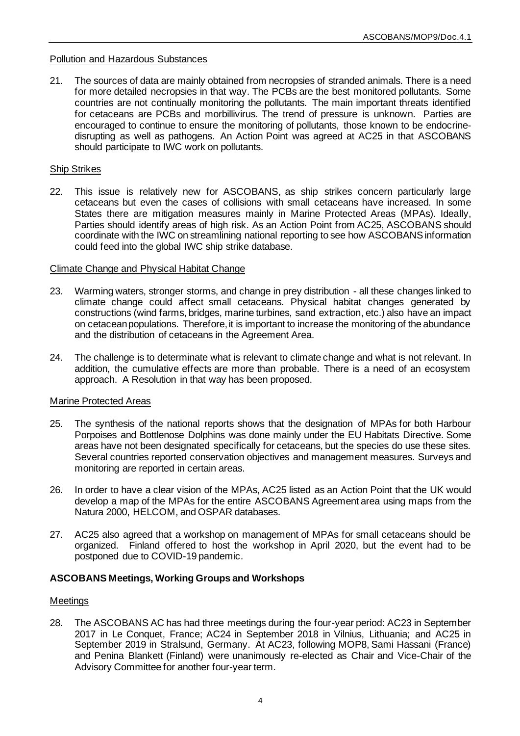Pollution and Hazardous Substances

21. The sources of data are mainly obtained from necropsies of stranded animals. There is a need for more detailed necropsies in that way. The PCBs are the best monitored pollutants. Some countries are not continually monitoring the pollutants. The main important threats identified for cetaceans are PCBs and morbillivirus. The trend of pressure is unknown. Parties are encouraged to continue to ensure the monitoring of pollutants, those known to be endocrine-disrupting as well as pathogens. An Action Point was agreed at AC25 in that ASCOBANS should participate to IWC work on pollutants.

Ship Strikes

22. This issue is relatively new for ASCOBANS, as ship strikes concern particularly large cetaceans but even the cases of collisions with small cetaceans have increased. In some States there are mitigation measures mainly in Marine Protected Areas (MPAs). Ideally, Parties should identify areas of high risk. As an Action Point from AC25, ASCOBANS should coordinate with the IWC on streamlining national reporting to see how ASCOBANS information could feed into the global IWC ship strike database.

Climate Change and Physical Habitat Change

23. Warming waters, stronger storms, and change in prey distribution - all these changes linked to climate change could affect small cetaceans. Physical habitat changes generated by constructions (wind farms, bridges, marine turbines, sand extraction, etc.) also have an impact on cetacean populations. Therefore, it is important to increase the monitoring of the abundance and the distribution of cetaceans in the Agreement Area.

24. The challenge is to determinate what is relevant to climate change and what is not relevant. In addition, the cumulative effects are more than probable. There is a need of an ecosystem approach. A Resolution in that way has been proposed.

Marine Protected Areas

25. The synthesis of the national reports shows that the designation of MPAs for both Harbour Porpoises and Bottlenose Dolphins was done mainly under the EU Habitats Directive. Some areas have not been designated specifically for cetaceans, but the species do use these sites. Several countries reported conservation objectives and management measures. Surveys and monitoring are reported in certain areas.

26. In order to have a clear vision of the MPAs, AC25 listed as an Action Point that the UK would develop a map of the MPAs for the entire ASCOBANS Agreement area using maps from the Natura 2000, HELCOM, and OSPAR databases.

27. AC25 also agreed that a workshop on management of MPAs for small cetaceans should be organized. Finland offered to host the workshop in April 2020, but the event had to be postponed due to COVID-19 pandemic.

**ASCOBANS Meetings, Working Groups and Workshops**

Meetings

28. The ASCOBANS AC has had three meetings during the four-year period: AC23 in September 2017 in Le Conquet, France; AC24 in September 2018 in Vilnius, Lithuania; and AC25 in September 2019 in Stralsund, Germany. At AC23, following MOP8, Sami Hassani (France) and Penina Blankett (Finland) were unanimously re-elected as Chair and Vice-Chair of the Advisory Committee for another four-year term.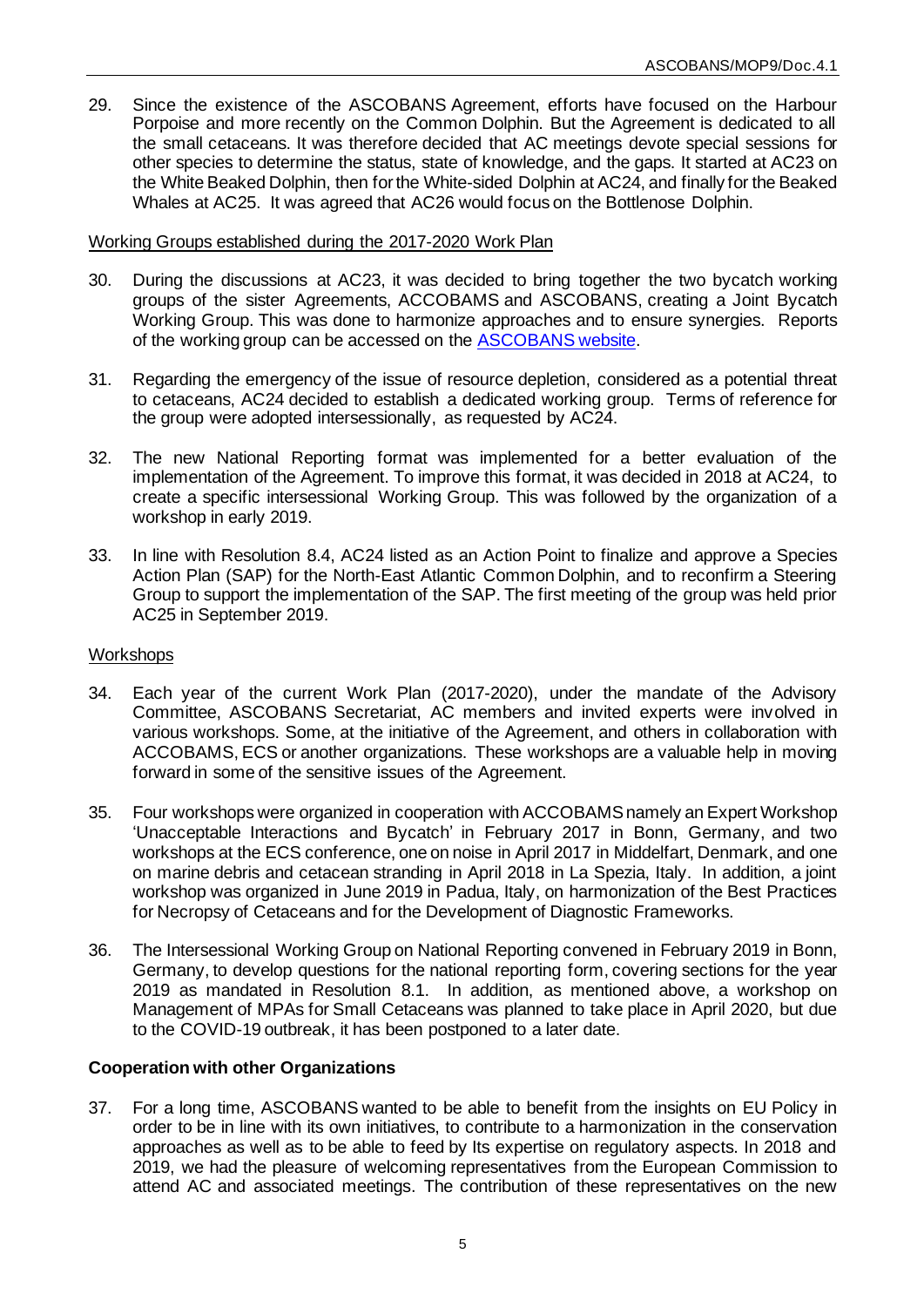29. Since the existence of the ASCOBANS Agreement, efforts have focused on the Harbour Porpoise and more recently on the Common Dolphin. But the Agreement is dedicated to all the small cetaceans. It was therefore decided that AC meetings devote special sessions for other species to determine the status, state of knowledge, and the gaps. It started at AC23 on the White Beaked Dolphin, then for the White-sided Dolphin at AC24, and finally for the Beaked Whales at AC25. It was agreed that AC26 would focus on the Bottlenose Dolphin.

Working Groups established during the 2017-2020 Work Plan

30. During the discussions at AC23, it was decided to bring together the two bycatch working groups of the sister Agreements, ACCOBAMS and ASCOBANS, creating a Joint Bycatch Working Group. This was done to harmonize approaches and to ensure synergies. Reports of the working group can be accessed on the ASCOBANS website.

31. Regarding the emergency of the issue of resource depletion, considered as a potential threat to cetaceans, AC24 decided to establish a dedicated working group. Terms of reference for the group were adopted intersessionally, as requested by AC24.

32. The new National Reporting format was implemented for a better evaluation of the implementation of the Agreement. To improve this format, it was decided in 2018 at AC24, to create a specific intersessional Working Group. This was followed by the organization of a workshop in early 2019.

33. In line with Resolution 8.4, AC24 listed as an Action Point to finalize and approve a Species Action Plan (SAP) for the North-East Atlantic Common Dolphin, and to reconfirm a Steering Group to support the implementation of the SAP. The first meeting of the group was held prior AC25 in September 2019.

Workshops

34. Each year of the current Work Plan (2017-2020), under the mandate of the Advisory Committee, ASCOBANS Secretariat, AC members and invited experts were involved in various workshops. Some, at the initiative of the Agreement, and others in collaboration with ACCOBAMS, ECS or another organizations. These workshops are a valuable help in moving forward in some of the sensitive issues of the Agreement.

35. Four workshops were organized in cooperation with ACCOBAMS namely an Expert Workshop 'Unacceptable Interactions and Bycatch' in February 2017 in Bonn, Germany, and two workshops at the ECS conference, one on noise in April 2017 in Middelfart, Denmark, and one on marine debris and cetacean stranding in April 2018 in La Spezia, Italy. In addition, a joint workshop was organized in June 2019 in Padua, Italy, on harmonization of the Best Practices for Necropsy of Cetaceans and for the Development of Diagnostic Frameworks.

36. The Intersessional Working Group on National Reporting convened in February 2019 in Bonn, Germany, to develop questions for the national reporting form, covering sections for the year 2019 as mandated in Resolution 8.1. In addition, as mentioned above, a workshop on Management of MPAs for Small Cetaceans was planned to take place in April 2020, but due to the COVID-19 outbreak, it has been postponed to a later date.

**Cooperation with other Organizations**

37. For a long time, ASCOBANS wanted to be able to benefit from the insights on EU Policy in order to be in line with its own initiatives, to contribute to a harmonization in the conservation approaches as well as to be able to feed by Its expertise on regulatory aspects. In 2018 and 2019, we had the pleasure of welcoming representatives from the European Commission to attend AC and associated meetings. The contribution of these representatives on the new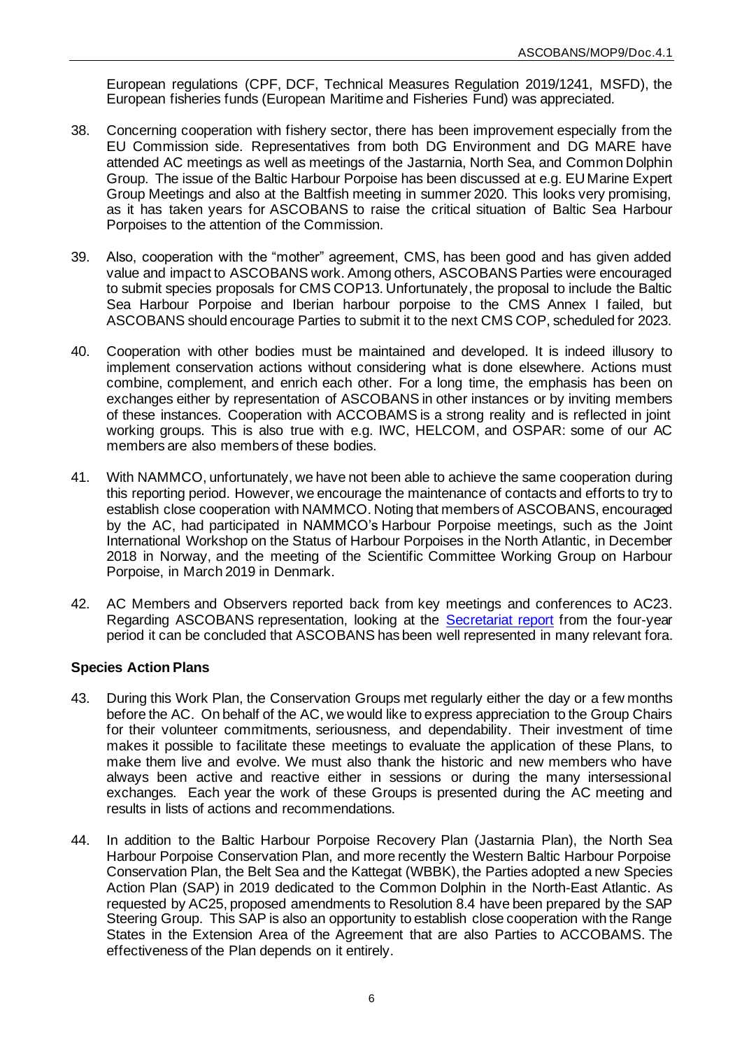European regulations (CPF, DCF, Technical Measures Regulation 2019/1241, MSFD), the European fisheries funds (European Maritime and Fisheries Fund) was appreciated.

38. Concerning cooperation with fishery sector, there has been improvement especially from the EU Commission side. Representatives from both DG Environment and DG MARE have attended AC meetings as well as meetings of the Jastarnia, North Sea, and Common Dolphin Group. The issue of the Baltic Harbour Porpoise has been discussed at e.g. EU Marine Expert Group Meetings and also at the Baltfish meeting in summer 2020. This looks very promising, as it has taken years for ASCOBANS to raise the critical situation of Baltic Sea Harbour Porpoises to the attention of the Commission.

39. Also, cooperation with the "mother" agreement, CMS, has been good and has given added value and impact to ASCOBANS work. Among others, ASCOBANS Parties were encouraged to submit species proposals for CMS COP13. Unfortunately, the proposal to include the Baltic Sea Harbour Porpoise and Iberian harbour porpoise to the CMS Annex I failed, but ASCOBANS should encourage Parties to submit it to the next CMS COP, scheduled for 2023.

40. Cooperation with other bodies must be maintained and developed. It is indeed illusory to implement conservation actions without considering what is done elsewhere. Actions must combine, complement, and enrich each other. For a long time, the emphasis has been on exchanges either by representation of ASCOBANS in other instances or by inviting members of these instances. Cooperation with ACCOBAMS is a strong reality and is reflected in joint working groups. This is also true with e.g. IWC, HELCOM, and OSPAR: some of our AC members are also members of these bodies.

41. With NAMMCO, unfortunately, we have not been able to achieve the same cooperation during this reporting period. However, we encourage the maintenance of contacts and efforts to try to establish close cooperation with NAMMCO. Noting that members of ASCOBANS, encouraged by the AC, had participated in NAMMCO's Harbour Porpoise meetings, such as the Joint International Workshop on the Status of Harbour Porpoises in the North Atlantic, in December 2018 in Norway, and the meeting of the Scientific Committee Working Group on Harbour Porpoise, in March 2019 in Denmark.

42. AC Members and Observers reported back from key meetings and conferences to AC23. Regarding ASCOBANS representation, looking at the Secretariat report from the four-year period it can be concluded that ASCOBANS has been well represented in many relevant fora.

**Species Action Plans**

43. During this Work Plan, the Conservation Groups met regularly either the day or a few months before the AC. On behalf of the AC, we would like to express appreciation to the Group Chairs for their volunteer commitments, seriousness, and dependability. Their investment of time makes it possible to facilitate these meetings to evaluate the application of these Plans, to make them live and evolve. We must also thank the historic and new members who have always been active and reactive either in sessions or during the many intersessional exchanges. Each year the work of these Groups is presented during the AC meeting and results in lists of actions and recommendations.

44. In addition to the Baltic Harbour Porpoise Recovery Plan (Jastarnia Plan), the North Sea Harbour Porpoise Conservation Plan, and more recently the Western Baltic Harbour Porpoise Conservation Plan, the Belt Sea and the Kattegat (WBBK), the Parties adopted a new Species Action Plan (SAP) in 2019 dedicated to the Common Dolphin in the North-East Atlantic. As requested by AC25, proposed amendments to Resolution 8.4 have been prepared by the SAP Steering Group. This SAP is also an opportunity to establish close cooperation with the Range States in the Extension Area of the Agreement that are also Parties to ACCOBAMS. The effectiveness of the Plan depends on it entirely.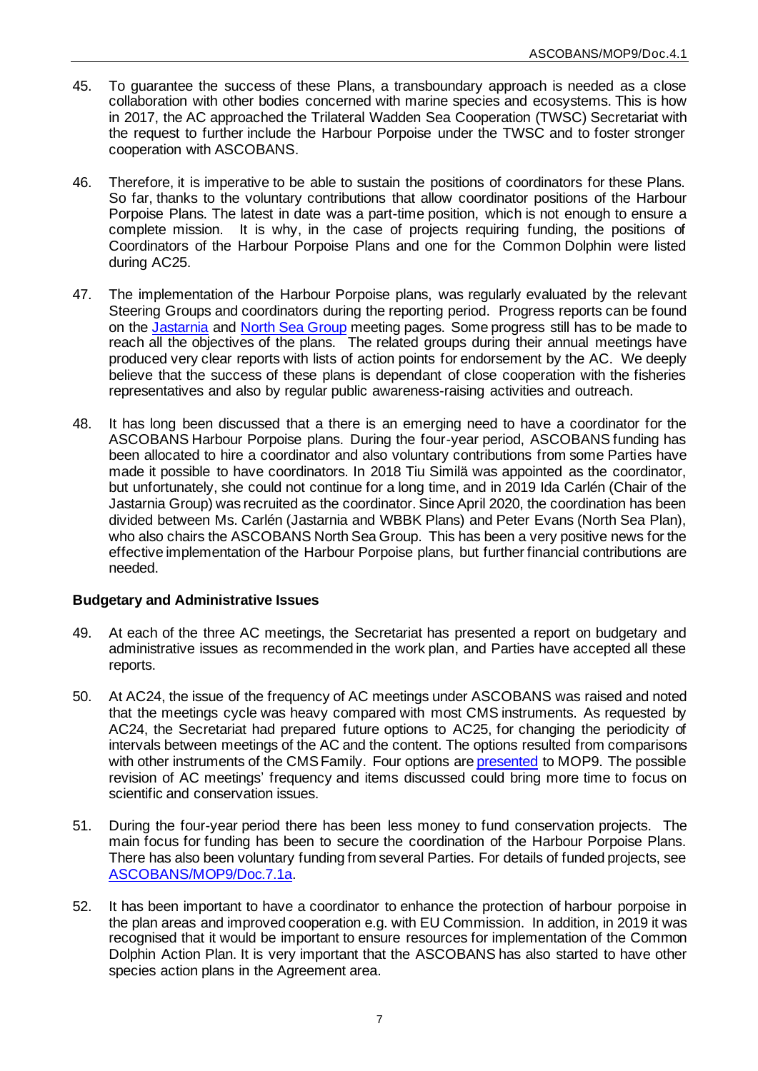45. To guarantee the success of these Plans, a transboundary approach is needed as a close collaboration with other bodies concerned with marine species and ecosystems. This is how in 2017, the AC approached the Trilateral Wadden Sea Cooperation (TWSC) Secretariat with the request to further include the Harbour Porpoise under the TWSC and to foster stronger cooperation with ASCOBANS.

46. Therefore, it is imperative to be able to sustain the positions of coordinators for these Plans. So far, thanks to the voluntary contributions that allow coordinator positions of the Harbour Porpoise Plans. The latest in date was a part-time position, which is not enough to ensure a complete mission. It is why, in the case of projects requiring funding, the positions of Coordinators of the Harbour Porpoise Plans and one for the Common Dolphin were listed during AC25.

47. The implementation of the Harbour Porpoise plans, was regularly evaluated by the relevant Steering Groups and coordinators during the reporting period. Progress reports can be found on the Jastarnia and North Sea Group meeting pages. Some progress still has to be made to reach all the objectives of the plans. The related groups during their annual meetings have produced very clear reports with lists of action points for endorsement by the AC. We deeply believe that the success of these plans is dependant of close cooperation with the fisheries representatives and also by regular public awareness-raising activities and outreach.

48. It has long been discussed that a there is an emerging need to have a coordinator for the ASCOBANS Harbour Porpoise plans. During the four-year period, ASCOBANS funding has been allocated to hire a coordinator and also voluntary contributions from some Parties have made it possible to have coordinators. In 2018 Tiu Similä was appointed as the coordinator, but unfortunately, she could not continue for a long time, and in 2019 Ida Carlén (Chair of the Jastarnia Group) was recruited as the coordinator. Since April 2020, the coordination has been divided between Ms. Carlén (Jastarnia and WBBK Plans) and Peter Evans (North Sea Plan), who also chairs the ASCOBANS North Sea Group. This has been a very positive news for the effective implementation of the Harbour Porpoise plans, but further financial contributions are needed.

**Budgetary and Administrative Issues**

49. At each of the three AC meetings, the Secretariat has presented a report on budgetary and administrative issues as recommended in the work plan, and Parties have accepted all these reports.

50. At AC24, the issue of the frequency of AC meetings under ASCOBANS was raised and noted that the meetings cycle was heavy compared with most CMS instruments. As requested by AC24, the Secretariat had prepared future options to AC25, for changing the periodicity of intervals between meetings of the AC and the content. The options resulted from comparisons with other instruments of the CMS Family. Four options are presented to MOP9. The possible revision of AC meetings' frequency and items discussed could bring more time to focus on scientific and conservation issues.

51. During the four-year period there has been less money to fund conservation projects. The main focus for funding has been to secure the coordination of the Harbour Porpoise Plans. There has also been voluntary funding from several Parties. For details of funded projects, see ASCOBANS/MOP9/Doc.7.1a.

52. It has been important to have a coordinator to enhance the protection of harbour porpoise in the plan areas and improved cooperation e.g. with EU Commission. In addition, in 2019 it was recognised that it would be important to ensure resources for implementation of the Common Dolphin Action Plan. It is very important that the ASCOBANS has also started to have other species action plans in the Agreement area.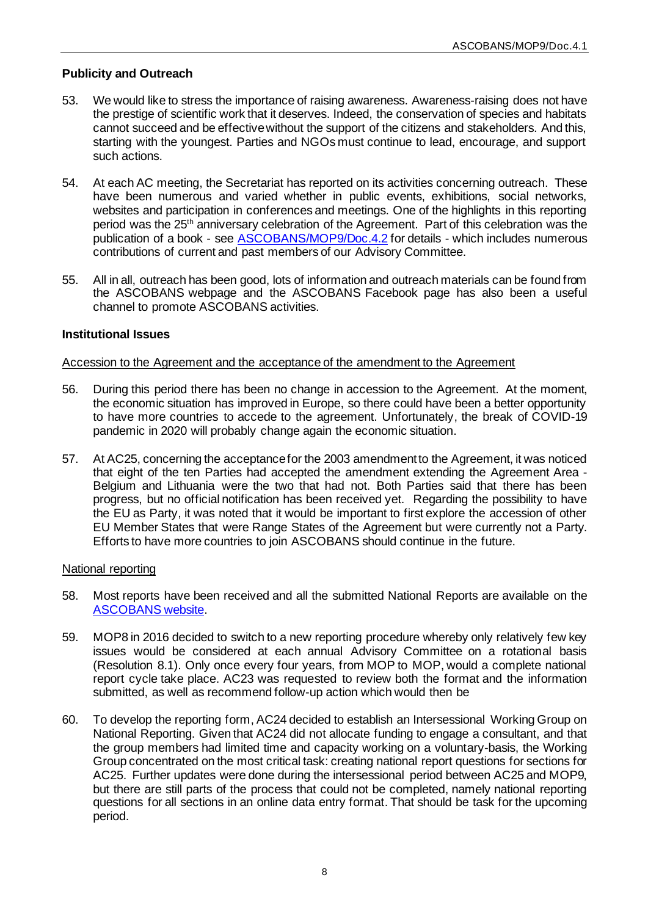**Publicity and Outreach**

53. We would like to stress the importance of raising awareness. Awareness-raising does not have the prestige of scientific work that it deserves. Indeed, the conservation of species and habitats cannot succeed and be effective without the support of the citizens and stakeholders. And this, starting with the youngest. Parties and NGOs must continue to lead, encourage, and support such actions.

54. At each AC meeting, the Secretariat has reported on its activities concerning outreach. These have been numerous and varied whether in public events, exhibitions, social networks, websites and participation in conferences and meetings. One of the highlights in this reporting period was the 25th anniversary celebration of the Agreement. Part of this celebration was the publication of a book - see ASCOBANS/MOP9/Doc.4.2 for details - which includes numerous contributions of current and past members of our Advisory Committee.

55. All in all, outreach has been good, lots of information and outreach materials can be found from the ASCOBANS webpage and the ASCOBANS Facebook page has also been a useful channel to promote ASCOBANS activities.

**Institutional Issues**

Accession to the Agreement and the acceptance of the amendment to the Agreement

56. During this period there has been no change in accession to the Agreement. At the moment, the economic situation has improved in Europe, so there could have been a better opportunity to have more countries to accede to the agreement. Unfortunately, the break of COVID-19 pandemic in 2020 will probably change again the economic situation.

57. At AC25, concerning the acceptance for the 2003 amendment to the Agreement, it was noticed that eight of the ten Parties had accepted the amendment extending the Agreement Area - Belgium and Lithuania were the two that had not. Both Parties said that there has been progress, but no official notification has been received yet. Regarding the possibility to have the EU as Party, it was noted that it would be important to first explore the accession of other EU Member States that were Range States of the Agreement but were currently not a Party. Efforts to have more countries to join ASCOBANS should continue in the future.

National reporting

58. Most reports have been received and all the submitted National Reports are available on the ASCOBANS website.

59. MOP8 in 2016 decided to switch to a new reporting procedure whereby only relatively few key issues would be considered at each annual Advisory Committee on a rotational basis (Resolution 8.1). Only once every four years, from MOP to MOP, would a complete national report cycle take place. AC23 was requested to review both the format and the information submitted, as well as recommend follow-up action which would then be

60. To develop the reporting form, AC24 decided to establish an Intersessional Working Group on National Reporting. Given that AC24 did not allocate funding to engage a consultant, and that the group members had limited time and capacity working on a voluntary-basis, the Working Group concentrated on the most critical task: creating national report questions for sections for AC25. Further updates were done during the intersessional period between AC25 and MOP9, but there are still parts of the process that could not be completed, namely national reporting questions for all sections in an online data entry format. That should be task for the upcoming period.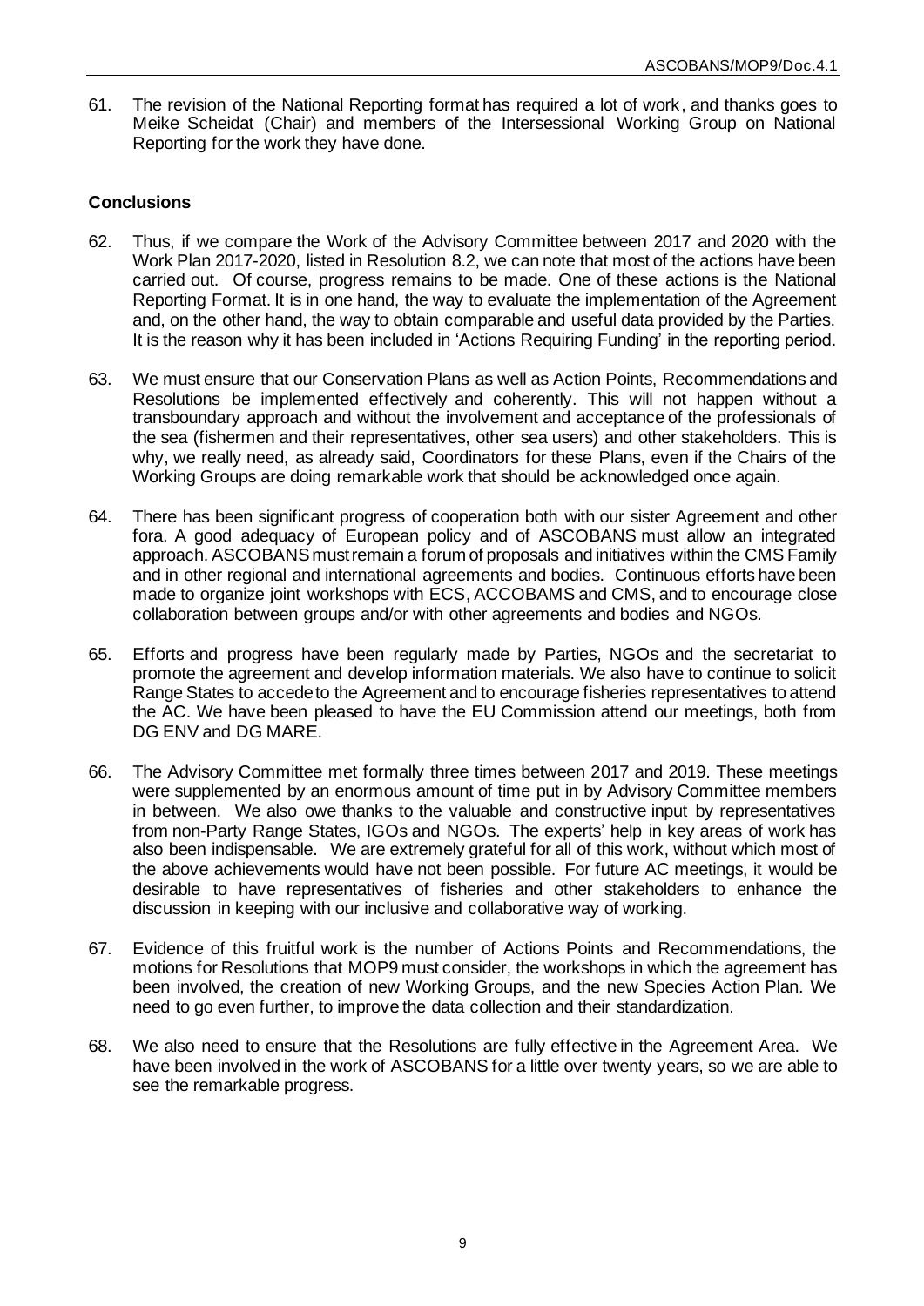61. The revision of the National Reporting format has required a lot of work, and thanks goes to Meike Scheidat (Chair) and members of the Intersessional Working Group on National Reporting for the work they have done.

## Conclusions

62. Thus, if we compare the Work of the Advisory Committee between 2017 and 2020 with the Work Plan 2017-2020, listed in Resolution 8.2, we can note that most of the actions have been carried out. Of course, progress remains to be made. One of these actions is the National Reporting Format. It is in one hand, the way to evaluate the implementation of the Agreement and, on the other hand, the way to obtain comparable and useful data provided by the Parties. It is the reason why it has been included in 'Actions Requiring Funding' in the reporting period.

63. We must ensure that our Conservation Plans as well as Action Points, Recommendations and Resolutions be implemented effectively and coherently. This will not happen without a transboundary approach and without the involvement and acceptance of the professionals of the sea (fishermen and their representatives, other sea users) and other stakeholders. This is why, we really need, as already said, Coordinators for these Plans, even if the Chairs of the Working Groups are doing remarkable work that should be acknowledged once again.

64. There has been significant progress of cooperation both with our sister Agreement and other fora. A good adequacy of European policy and of ASCOBANS must allow an integrated approach. ASCOBANS must remain a forum of proposals and initiatives within the CMS Family and in other regional and international agreements and bodies. Continuous efforts have been made to organize joint workshops with ECS, ACCOBAMS and CMS, and to encourage close collaboration between groups and/or with other agreements and bodies and NGOs.

65. Efforts and progress have been regularly made by Parties, NGOs and the secretariat to promote the agreement and develop information materials. We also have to continue to solicit Range States to accede to the Agreement and to encourage fisheries representatives to attend the AC. We have been pleased to have the EU Commission attend our meetings, both from DG ENV and DG MARE.

66. The Advisory Committee met formally three times between 2017 and 2019. These meetings were supplemented by an enormous amount of time put in by Advisory Committee members in between. We also owe thanks to the valuable and constructive input by representatives from non-Party Range States, IGOs and NGOs. The experts' help in key areas of work has also been indispensable. We are extremely grateful for all of this work, without which most of the above achievements would have not been possible. For future AC meetings, it would be desirable to have representatives of fisheries and other stakeholders to enhance the discussion in keeping with our inclusive and collaborative way of working.

67. Evidence of this fruitful work is the number of Actions Points and Recommendations, the motions for Resolutions that MOP9 must consider, the workshops in which the agreement has been involved, the creation of new Working Groups, and the new Species Action Plan. We need to go even further, to improve the data collection and their standardization.

68. We also need to ensure that the Resolutions are fully effective in the Agreement Area. We have been involved in the work of ASCOBANS for a little over twenty years, so we are able to see the remarkable progress.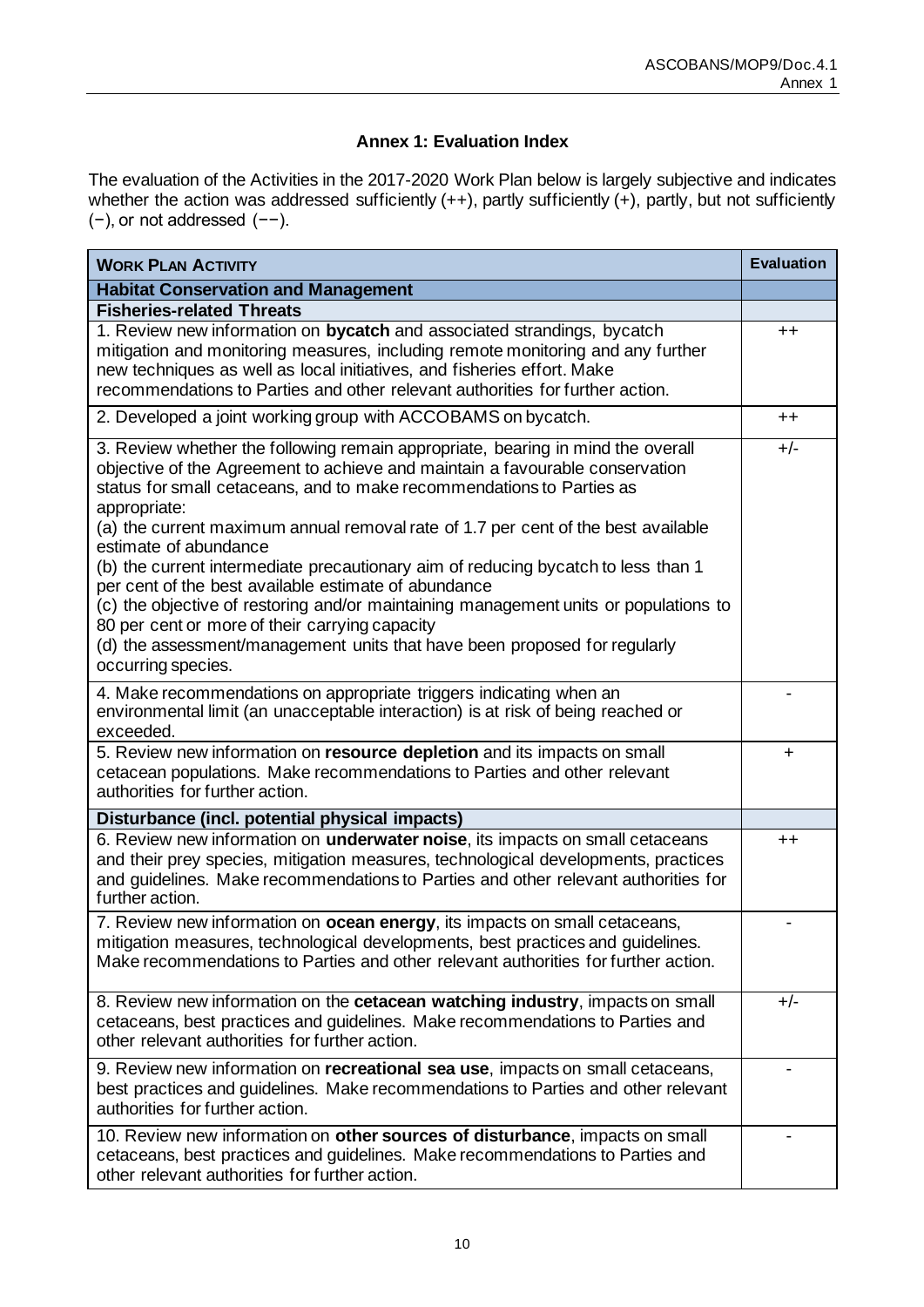## Annex 1: Evaluation Index

The evaluation of the Activities in the 2017-2020 Work Plan below is largely subjective and indicates whether the action was addressed sufficiently (++), partly sufficiently (+), partly, but not sufficiently (−), or not addressed (−−).

| **WORK PLAN ACTIVITY** | **Evaluation** |
|---|---|
| **Habitat Conservation and Management** | |
| **Fisheries-related Threats** | |
| 1. Review new information on **bycatch** and associated strandings, bycatch mitigation and monitoring measures, including remote monitoring and any further new techniques as well as local initiatives, and fisheries effort. Make recommendations to Parties and other relevant authorities for further action. | ++ |
| 2. Developed a joint working group with ACCOBAMS on bycatch. | ++ |
| 3. Review whether the following remain appropriate, bearing in mind the overall objective of the Agreement to achieve and maintain a favourable conservation status for small cetaceans, and to make recommendations to Parties as appropriate:<br>(a) the current maximum annual removal rate of 1.7 per cent of the best available estimate of abundance<br>(b) the current intermediate precautionary aim of reducing bycatch to less than 1 per cent of the best available estimate of abundance<br>(c) the objective of restoring and/or maintaining management units or populations to 80 per cent or more of their carrying capacity<br>(d) the assessment/management units that have been proposed for regularly occurring species. | +/- |
| 4. Make recommendations on appropriate triggers indicating when an environmental limit (an unacceptable interaction) is at risk of being reached or exceeded. | - |
| 5. Review new information on **resource depletion** and its impacts on small cetacean populations. Make recommendations to Parties and other relevant authorities for further action. | + |
| **Disturbance (incl. potential physical impacts)** | |
| 6. Review new information on **underwater noise**, its impacts on small cetaceans and their prey species, mitigation measures, technological developments, practices and guidelines. Make recommendations to Parties and other relevant authorities for further action. | ++ |
| 7. Review new information on **ocean energy**, its impacts on small cetaceans, mitigation measures, technological developments, best practices and guidelines. Make recommendations to Parties and other relevant authorities for further action. | - |
| 8. Review new information on the **cetacean watching industry**, impacts on small cetaceans, best practices and guidelines. Make recommendations to Parties and other relevant authorities for further action. | +/- |
| 9. Review new information on **recreational sea use**, impacts on small cetaceans, best practices and guidelines. Make recommendations to Parties and other relevant authorities for further action. | - |
| 10. Review new information on **other sources of disturbance**, impacts on small cetaceans, best practices and guidelines. Make recommendations to Parties and other relevant authorities for further action. | - |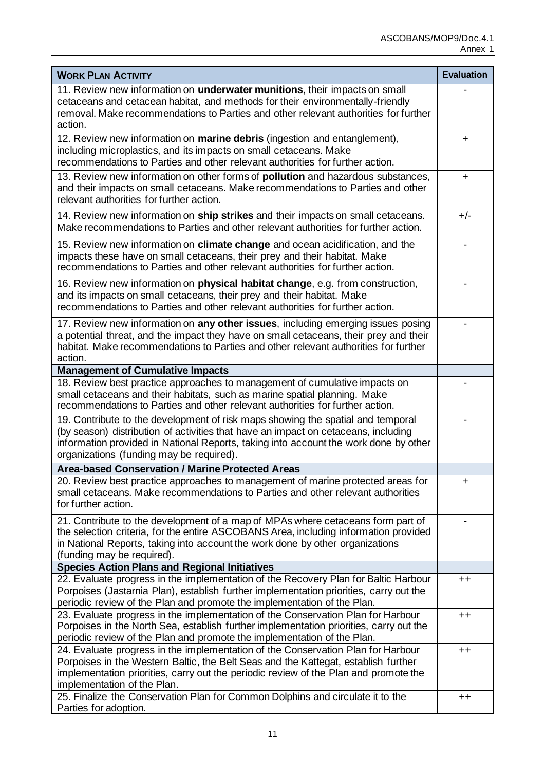| **WORK PLAN ACTIVITY** | **Evaluation** |
|---|---|
| 11. Review new information on **underwater munitions**, their impacts on small cetaceans and cetacean habitat, and methods for their environmentally-friendly removal. Make recommendations to Parties and other relevant authorities for further action. | - |
| 12. Review new information on **marine debris** (ingestion and entanglement), including microplastics, and its impacts on small cetaceans. Make recommendations to Parties and other relevant authorities for further action. | + |
| 13. Review new information on other forms of **pollution** and hazardous substances, and their impacts on small cetaceans. Make recommendations to Parties and other relevant authorities for further action. | + |
| 14. Review new information on **ship strikes** and their impacts on small cetaceans. Make recommendations to Parties and other relevant authorities for further action. | +/- |
| 15. Review new information on **climate change** and ocean acidification, and the impacts these have on small cetaceans, their prey and their habitat. Make recommendations to Parties and other relevant authorities for further action. | - |
| 16. Review new information on **physical habitat change**, e.g. from construction, and its impacts on small cetaceans, their prey and their habitat. Make recommendations to Parties and other relevant authorities for further action. | - |
| 17. Review new information on **any other issues**, including emerging issues posing a potential threat, and the impact they have on small cetaceans, their prey and their habitat. Make recommendations to Parties and other relevant authorities for further action. | - |
| **Management of Cumulative Impacts** | |
| 18. Review best practice approaches to management of cumulative impacts on small cetaceans and their habitats, such as marine spatial planning. Make recommendations to Parties and other relevant authorities for further action. | - |
| 19. Contribute to the development of risk maps showing the spatial and temporal (by season) distribution of activities that have an impact on cetaceans, including information provided in National Reports, taking into account the work done by other organizations (funding may be required). | - |
| **Area-based Conservation / Marine Protected Areas** | |
| 20. Review best practice approaches to management of marine protected areas for small cetaceans. Make recommendations to Parties and other relevant authorities for further action. | + |
| 21. Contribute to the development of a map of MPAs where cetaceans form part of the selection criteria, for the entire ASCOBANS Area, including information provided in National Reports, taking into account the work done by other organizations (funding may be required). | - |
| **Species Action Plans and Regional Initiatives** | |
| 22. Evaluate progress in the implementation of the Recovery Plan for Baltic Harbour Porpoises (Jastarnia Plan), establish further implementation priorities, carry out the periodic review of the Plan and promote the implementation of the Plan. | ++ |
| 23. Evaluate progress in the implementation of the Conservation Plan for Harbour Porpoises in the North Sea, establish further implementation priorities, carry out the periodic review of the Plan and promote the implementation of the Plan. | ++ |
| 24. Evaluate progress in the implementation of the Conservation Plan for Harbour Porpoises in the Western Baltic, the Belt Seas and the Kattegat, establish further implementation priorities, carry out the periodic review of the Plan and promote the implementation of the Plan. | ++ |
| 25. Finalize the Conservation Plan for Common Dolphins and circulate it to the Parties for adoption. | ++ |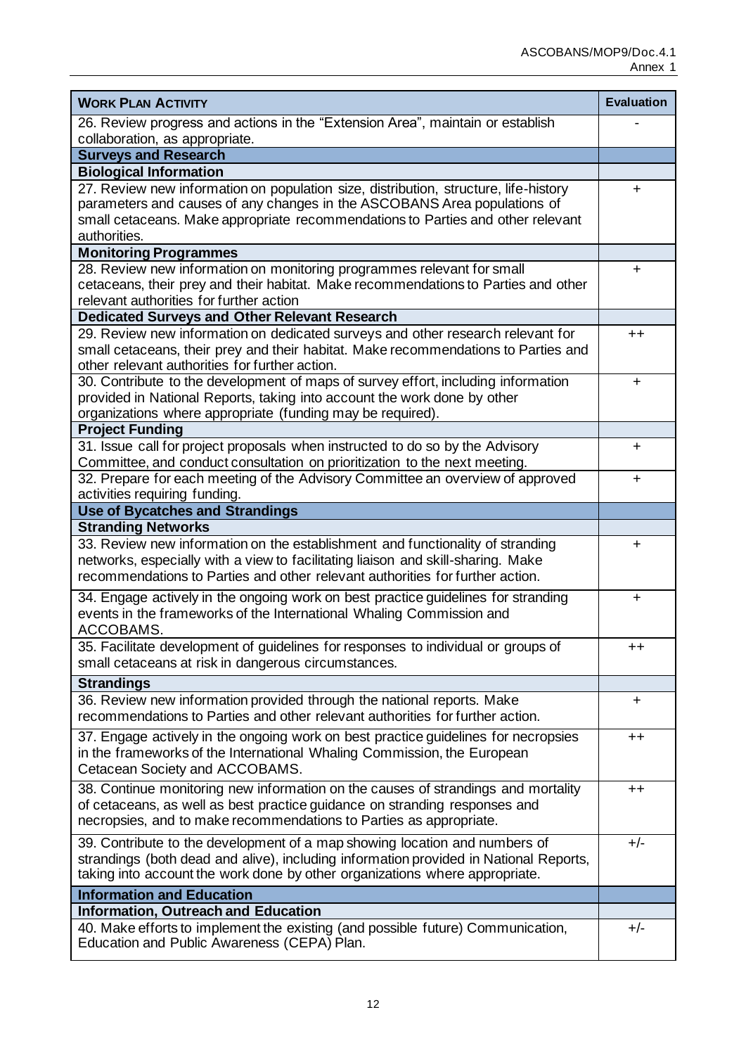| **WORK PLAN ACTIVITY** | **Evaluation** |
| --- | --- |
| 26. Review progress and actions in the "Extension Area", maintain or establish collaboration, as appropriate. | - |
| **Surveys and Research** | |
| **Biological Information** | |
| 27. Review new information on population size, distribution, structure, life-history parameters and causes of any changes in the ASCOBANS Area populations of small cetaceans. Make appropriate recommendations to Parties and other relevant authorities. | + |
| **Monitoring Programmes** | |
| 28. Review new information on monitoring programmes relevant for small cetaceans, their prey and their habitat. Make recommendations to Parties and other relevant authorities for further action | + |
| **Dedicated Surveys and Other Relevant Research** | |
| 29. Review new information on dedicated surveys and other research relevant for small cetaceans, their prey and their habitat. Make recommendations to Parties and other relevant authorities for further action. | ++ |
| 30. Contribute to the development of maps of survey effort, including information provided in National Reports, taking into account the work done by other organizations where appropriate (funding may be required). | + |
| **Project Funding** | |
| 31. Issue call for project proposals when instructed to do so by the Advisory Committee, and conduct consultation on prioritization to the next meeting. | + |
| 32. Prepare for each meeting of the Advisory Committee an overview of approved activities requiring funding. | + |
| **Use of Bycatches and Strandings** | |
| **Stranding Networks** | |
| 33. Review new information on the establishment and functionality of stranding networks, especially with a view to facilitating liaison and skill-sharing. Make recommendations to Parties and other relevant authorities for further action. | + |
| 34. Engage actively in the ongoing work on best practice guidelines for stranding events in the frameworks of the International Whaling Commission and ACCOBAMS. | + |
| 35. Facilitate development of guidelines for responses to individual or groups of small cetaceans at risk in dangerous circumstances. | ++ |
| **Strandings** | |
| 36. Review new information provided through the national reports. Make recommendations to Parties and other relevant authorities for further action. | + |
| 37. Engage actively in the ongoing work on best practice guidelines for necropsies in the frameworks of the International Whaling Commission, the European Cetacean Society and ACCOBAMS. | ++ |
| 38. Continue monitoring new information on the causes of strandings and mortality of cetaceans, as well as best practice guidance on stranding responses and necropsies, and to make recommendations to Parties as appropriate. | ++ |
| 39. Contribute to the development of a map showing location and numbers of strandings (both dead and alive), including information provided in National Reports, taking into account the work done by other organizations where appropriate. | +/- |
| **Information and Education** | |
| **Information, Outreach and Education** | |
| 40. Make efforts to implement the existing (and possible future) Communication, Education and Public Awareness (CEPA) Plan. | +/- |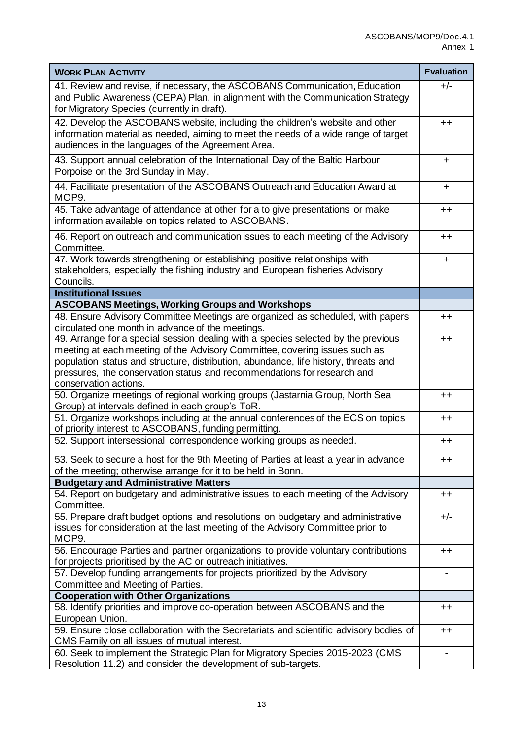| **WORK PLAN ACTIVITY** | **Evaluation** |
|---|---|
| 41. Review and revise, if necessary, the ASCOBANS Communication, Education and Public Awareness (CEPA) Plan, in alignment with the Communication Strategy for Migratory Species (currently in draft). | +/- |
| 42. Develop the ASCOBANS website, including the children's website and other information material as needed, aiming to meet the needs of a wide range of target audiences in the languages of the Agreement Area. | ++ |
| 43. Support annual celebration of the International Day of the Baltic Harbour Porpoise on the 3rd Sunday in May. | + |
| 44. Facilitate presentation of the ASCOBANS Outreach and Education Award at MOP9. | + |
| 45. Take advantage of attendance at other for a to give presentations or make information available on topics related to ASCOBANS. | ++ |
| 46. Report on outreach and communication issues to each meeting of the Advisory Committee. | ++ |
| 47. Work towards strengthening or establishing positive relationships with stakeholders, especially the fishing industry and European fisheries Advisory Councils. | + |
| **Institutional Issues** | |
| **ASCOBANS Meetings, Working Groups and Workshops** | |
| 48. Ensure Advisory Committee Meetings are organized as scheduled, with papers circulated one month in advance of the meetings. | ++ |
| 49. Arrange for a special session dealing with a species selected by the previous meeting at each meeting of the Advisory Committee, covering issues such as population status and structure, distribution, abundance, life history, threats and pressures, the conservation status and recommendations for research and conservation actions. | ++ |
| 50. Organize meetings of regional working groups (Jastarnia Group, North Sea Group) at intervals defined in each group's ToR. | ++ |
| 51. Organize workshops including at the annual conferences of the ECS on topics of priority interest to ASCOBANS, funding permitting. | ++ |
| 52. Support intersessional correspondence working groups as needed. | ++ |
| 53. Seek to secure a host for the 9th Meeting of Parties at least a year in advance of the meeting; otherwise arrange for it to be held in Bonn. | ++ |
| **Budgetary and Administrative Matters** | |
| 54. Report on budgetary and administrative issues to each meeting of the Advisory Committee. | ++ |
| 55. Prepare draft budget options and resolutions on budgetary and administrative issues for consideration at the last meeting of the Advisory Committee prior to MOP9. | +/- |
| 56. Encourage Parties and partner organizations to provide voluntary contributions for projects prioritised by the AC or outreach initiatives. | ++ |
| 57. Develop funding arrangements for projects prioritized by the Advisory Committee and Meeting of Parties. | - |
| **Cooperation with Other Organizations** | |
| 58. Identify priorities and improve co-operation between ASCOBANS and the European Union. | ++ |
| 59. Ensure close collaboration with the Secretariats and scientific advisory bodies of CMS Family on all issues of mutual interest. | ++ |
| 60. Seek to implement the Strategic Plan for Migratory Species 2015-2023 (CMS Resolution 11.2) and consider the development of sub-targets. | - |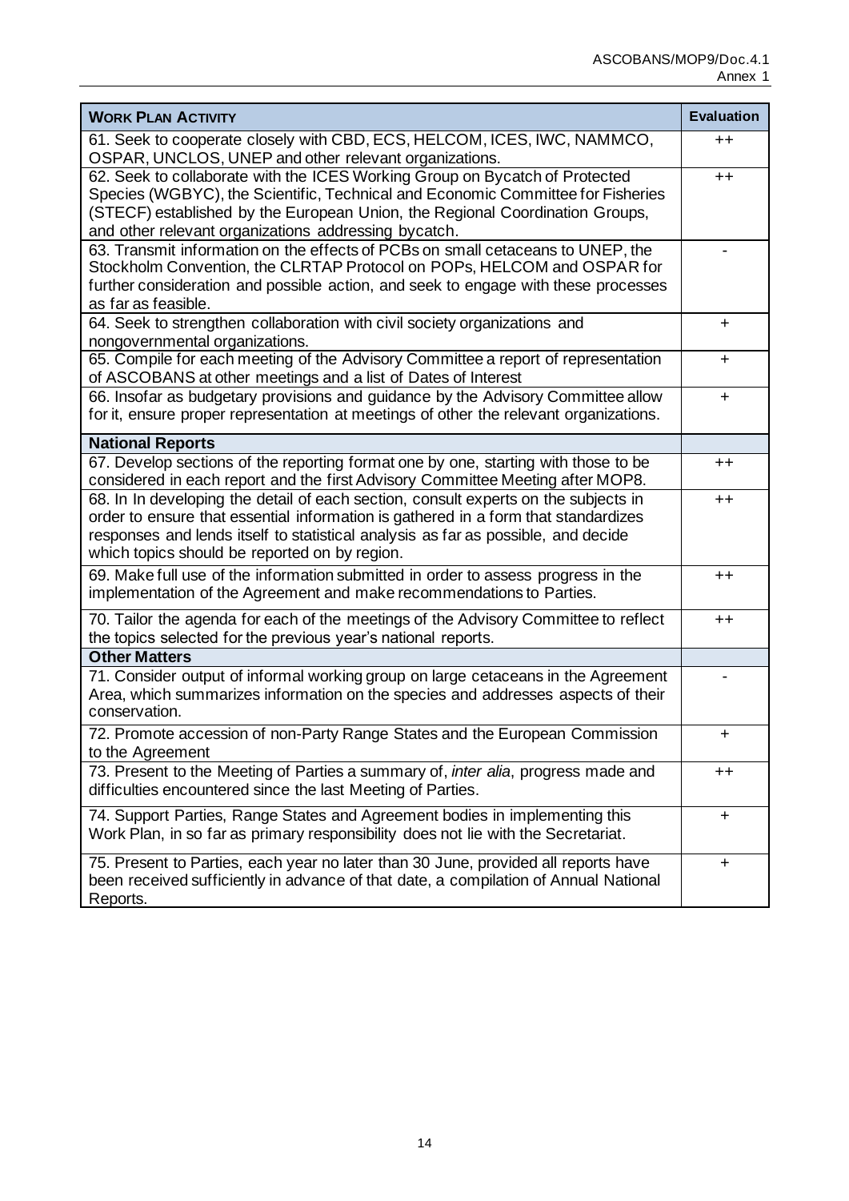| **Work Plan Activity** | **Evaluation** |
|---|---|
| 61. Seek to cooperate closely with CBD, ECS, HELCOM, ICES, IWC, NAMMCO, OSPAR, UNCLOS, UNEP and other relevant organizations. | ++ |
| 62. Seek to collaborate with the ICES Working Group on Bycatch of Protected Species (WGBYC), the Scientific, Technical and Economic Committee for Fisheries (STECF) established by the European Union, the Regional Coordination Groups, and other relevant organizations addressing bycatch. | ++ |
| 63. Transmit information on the effects of PCBs on small cetaceans to UNEP, the Stockholm Convention, the CLRTAP Protocol on POPs, HELCOM and OSPAR for further consideration and possible action, and seek to engage with these processes as far as feasible. | - |
| 64. Seek to strengthen collaboration with civil society organizations and nongovernmental organizations. | + |
| 65. Compile for each meeting of the Advisory Committee a report of representation of ASCOBANS at other meetings and a list of Dates of Interest | + |
| 66. Insofar as budgetary provisions and guidance by the Advisory Committee allow for it, ensure proper representation at meetings of other the relevant organizations. | + |
| **National Reports** | |
| 67. Develop sections of the reporting format one by one, starting with those to be considered in each report and the first Advisory Committee Meeting after MOP8. | ++ |
| 68. In In developing the detail of each section, consult experts on the subjects in order to ensure that essential information is gathered in a form that standardizes responses and lends itself to statistical analysis as far as possible, and decide which topics should be reported on by region. | ++ |
| 69. Make full use of the information submitted in order to assess progress in the implementation of the Agreement and make recommendations to Parties. | ++ |
| 70. Tailor the agenda for each of the meetings of the Advisory Committee to reflect the topics selected for the previous year's national reports. | ++ |
| **Other Matters** | |
| 71. Consider output of informal working group on large cetaceans in the Agreement Area, which summarizes information on the species and addresses aspects of their conservation. | - |
| 72. Promote accession of non-Party Range States and the European Commission to the Agreement | + |
| 73. Present to the Meeting of Parties a summary of, *inter alia*, progress made and difficulties encountered since the last Meeting of Parties. | ++ |
| 74. Support Parties, Range States and Agreement bodies in implementing this Work Plan, in so far as primary responsibility does not lie with the Secretariat. | + |
| 75. Present to Parties, each year no later than 30 June, provided all reports have been received sufficiently in advance of that date, a compilation of Annual National Reports. | + |